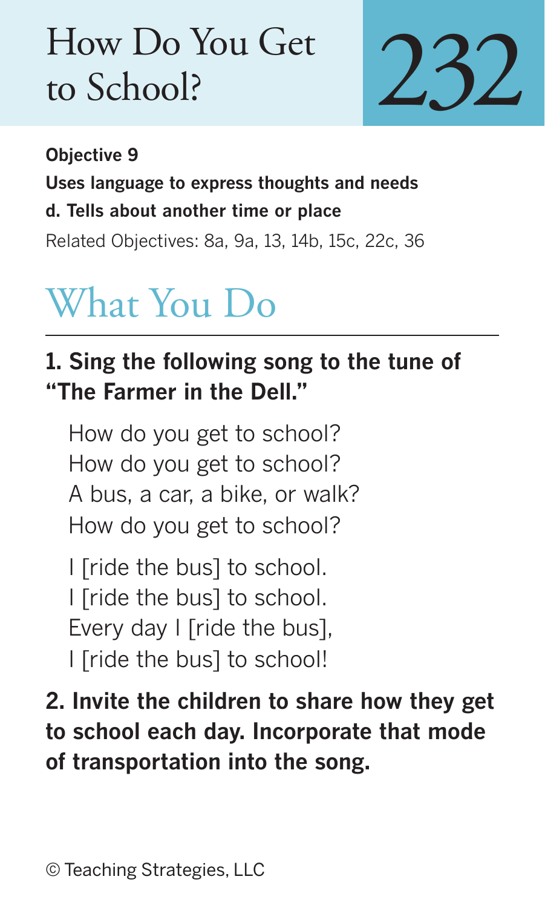# How Do You Get to School?

# 232

**Objective 9**

**Uses language to express thoughts and needs**

**d. Tells about another time or place**

Related Objectives: 8a, 9a, 13, 14b, 15c, 22c, 36

## What You Do

**1. Sing the following song to the tune of "The Farmer in the Dell."**

How do you get to school?
How do you get to school?
A bus, a car, a bike, or walk?
How do you get to school?

I [ride the bus] to school.
I [ride the bus] to school.
Every day I [ride the bus],
I [ride the bus] to school!

**2. Invite the children to share how they get to school each day. Incorporate that mode of transportation into the song.**

© Teaching Strategies, LLC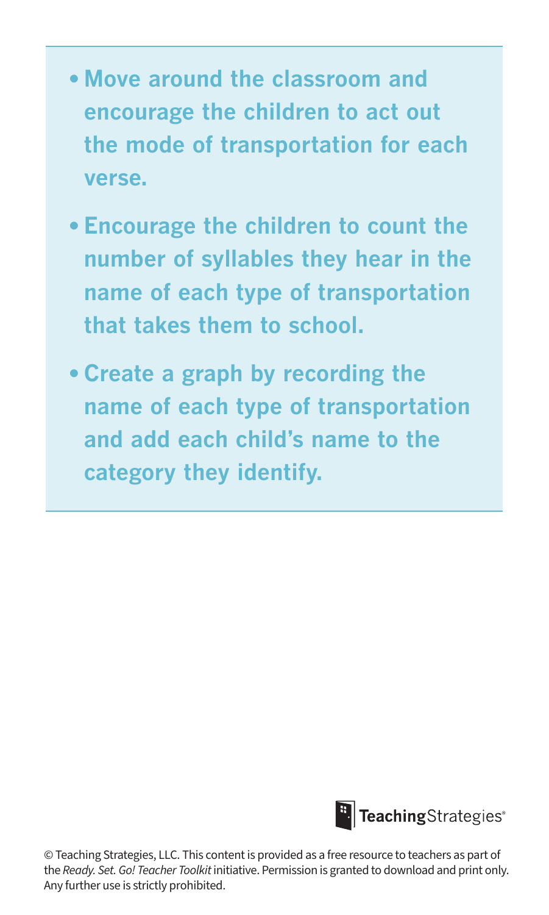- **Move around the classroom and encourage the children to act out the mode of transportation for each verse.**
- **Encourage the children to count the number of syllables they hear in the name of each type of transportation that takes them to school.**
- **Create a graph by recording the name of each type of transportation and add each child's name to the category they identify.**

TeachingStrategies®

© Teaching Strategies, LLC. This content is provided as a free resource to teachers as part of the *Ready. Set. Go! Teacher Toolkit* initiative. Permission is granted to download and print only. Any further use is strictly prohibited.